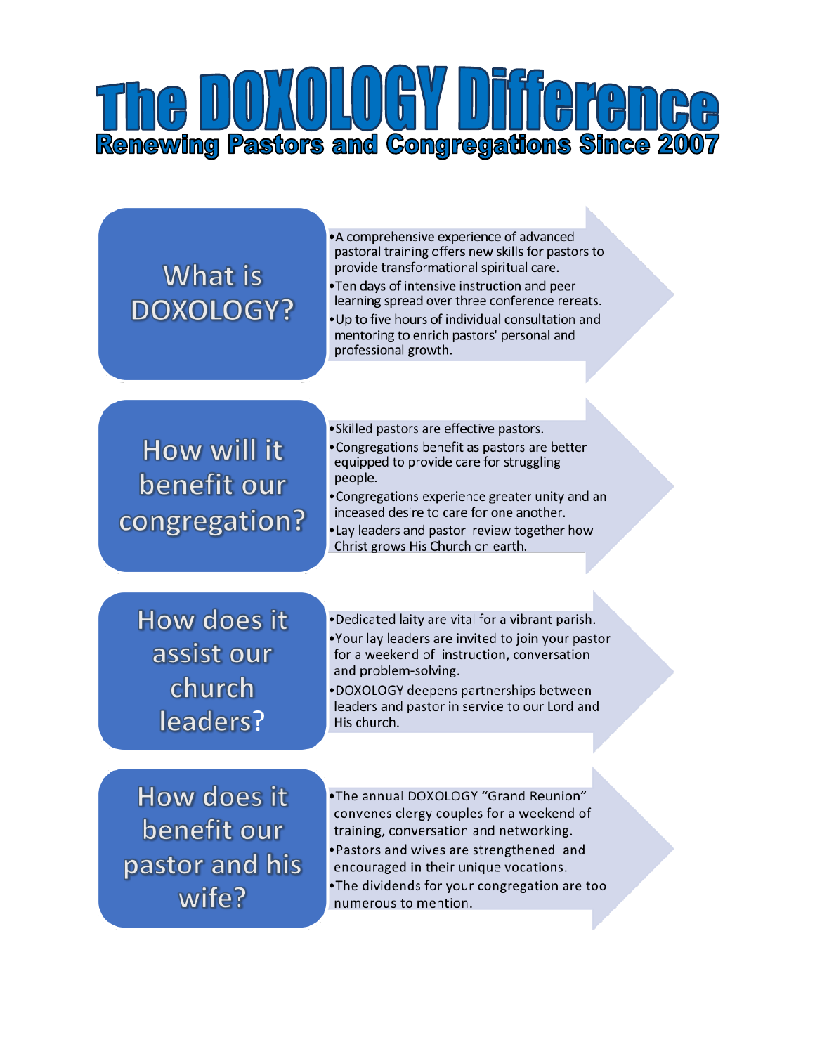# The DOXOLOGY Difference

**Renewing Pastors and Congregations Since 2007**

## What is DOXOLOGY?

- A comprehensive experience of advanced pastoral training offers new skills for pastors to provide transformational spiritual care.
- Ten days of intensive instruction and peer learning spread over three conference rereats.
- Up to five hours of individual consultation and mentoring to enrich pastors' personal and professional growth.

## How will it benefit our congregation?

- Skilled pastors are effective pastors.
- Congregations benefit as pastors are better equipped to provide care for struggling people.
- Congregations experience greater unity and an inceased desire to care for one another.
- Lay leaders and pastor review together how Christ grows His Church on earth.

## How does it assist our church leaders?

- Dedicated laity are vital for a vibrant parish.
- Your lay leaders are invited to join your pastor for a weekend of instruction, conversation and problem-solving.
- DOXOLOGY deepens partnerships between leaders and pastor in service to our Lord and His church.

## How does it benefit our pastor and his wife?

- The annual DOXOLOGY "Grand Reunion" convenes clergy couples for a weekend of training, conversation and networking.
- Pastors and wives are strengthened and encouraged in their unique vocations.
- The dividends for your congregation are too numerous to mention.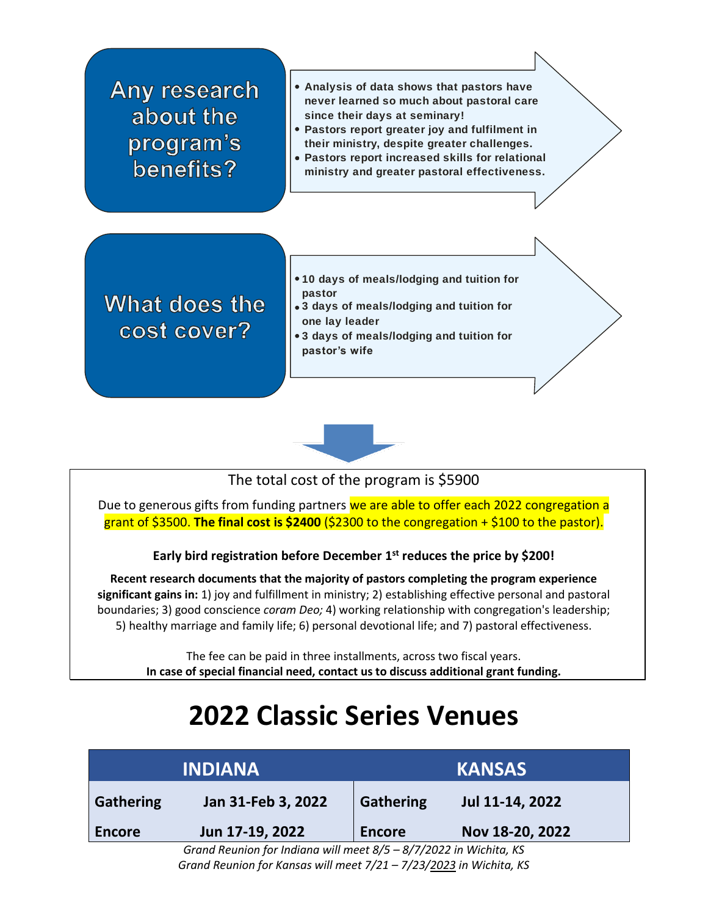**Any research about the program's benefits?**

- Analysis of data shows that pastors have never learned so much about pastoral care since their days at seminary!
- Pastors report greater joy and fulfilment in their ministry, despite greater challenges.
- Pastors report increased skills for relational ministry and greater pastoral effectiveness.

**What does the cost cover?**

- 10 days of meals/lodging and tuition for pastor
- 3 days of meals/lodging and tuition for one lay leader
- 3 days of meals/lodging and tuition for pastor's wife

The total cost of the program is $5900

Due to generous gifts from funding partners we are able to offer each 2022 congregation a grant of $3500. **The final cost is $2400** ($2300 to the congregation + $100 to the pastor).

**Early bird registration before December 1st reduces the price by $200!**

**Recent research documents that the majority of pastors completing the program experience significant gains in:** 1) joy and fulfillment in ministry; 2) establishing effective personal and pastoral boundaries; 3) good conscience *coram Deo;* 4) working relationship with congregation's leadership; 5) healthy marriage and family life; 6) personal devotional life; and 7) pastoral effectiveness.

The fee can be paid in three installments, across two fiscal years.
**In case of special financial need, contact us to discuss additional grant funding.**

# 2022 Classic Series Venues

| INDIANA | | KANSAS | |
|---|---|---|---|
| **Gathering** | **Jan 31-Feb 3, 2022** | **Gathering** | **Jul 11-14, 2022** |
| **Encore** | **Jun 17-19, 2022** | **Encore** | **Nov 18-20, 2022** |

*Grand Reunion for Indiana will meet 8/5 – 8/7/2022 in Wichita, KS*
*Grand Reunion for Kansas will meet 7/21 – 7/23/2023 in Wichita, KS*